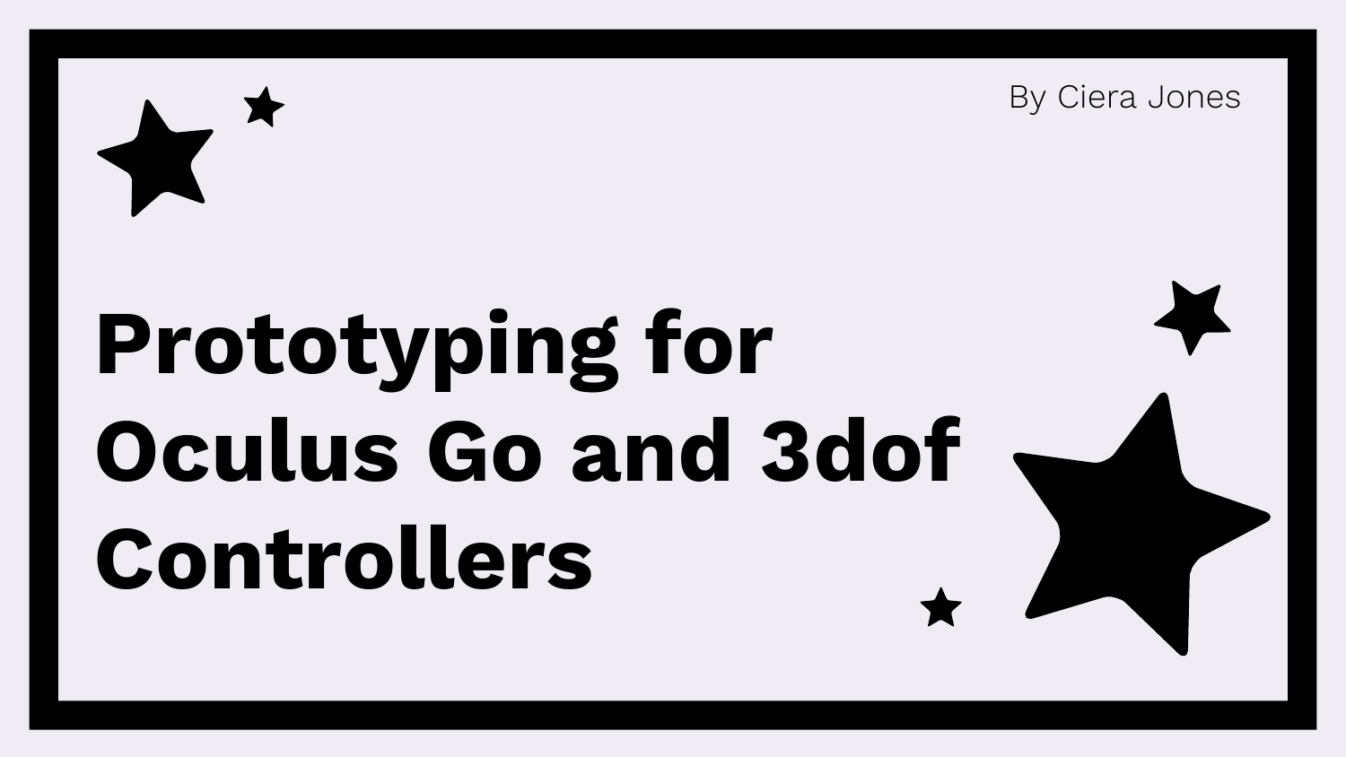By Ciera Jones

# Prototyping for Oculus Go and 3dof Controllers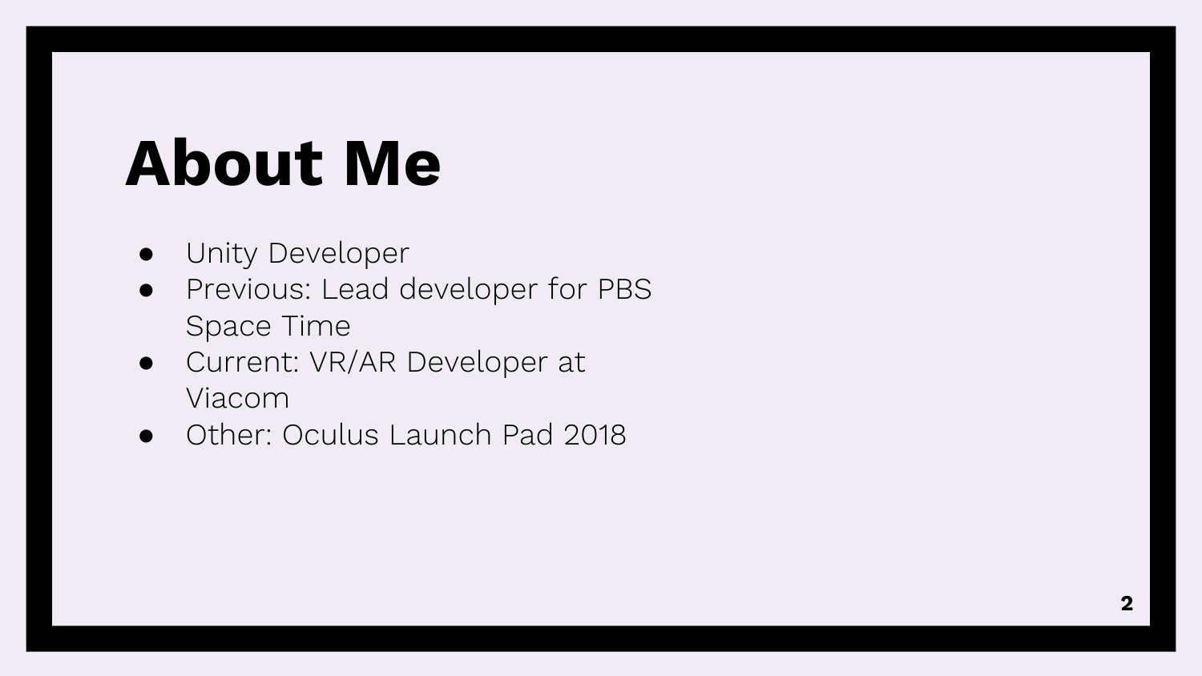# About Me

- Unity Developer
- Previous: Lead developer for PBS Space Time
- Current: VR/AR Developer at Viacom
- Other: Oculus Launch Pad 2018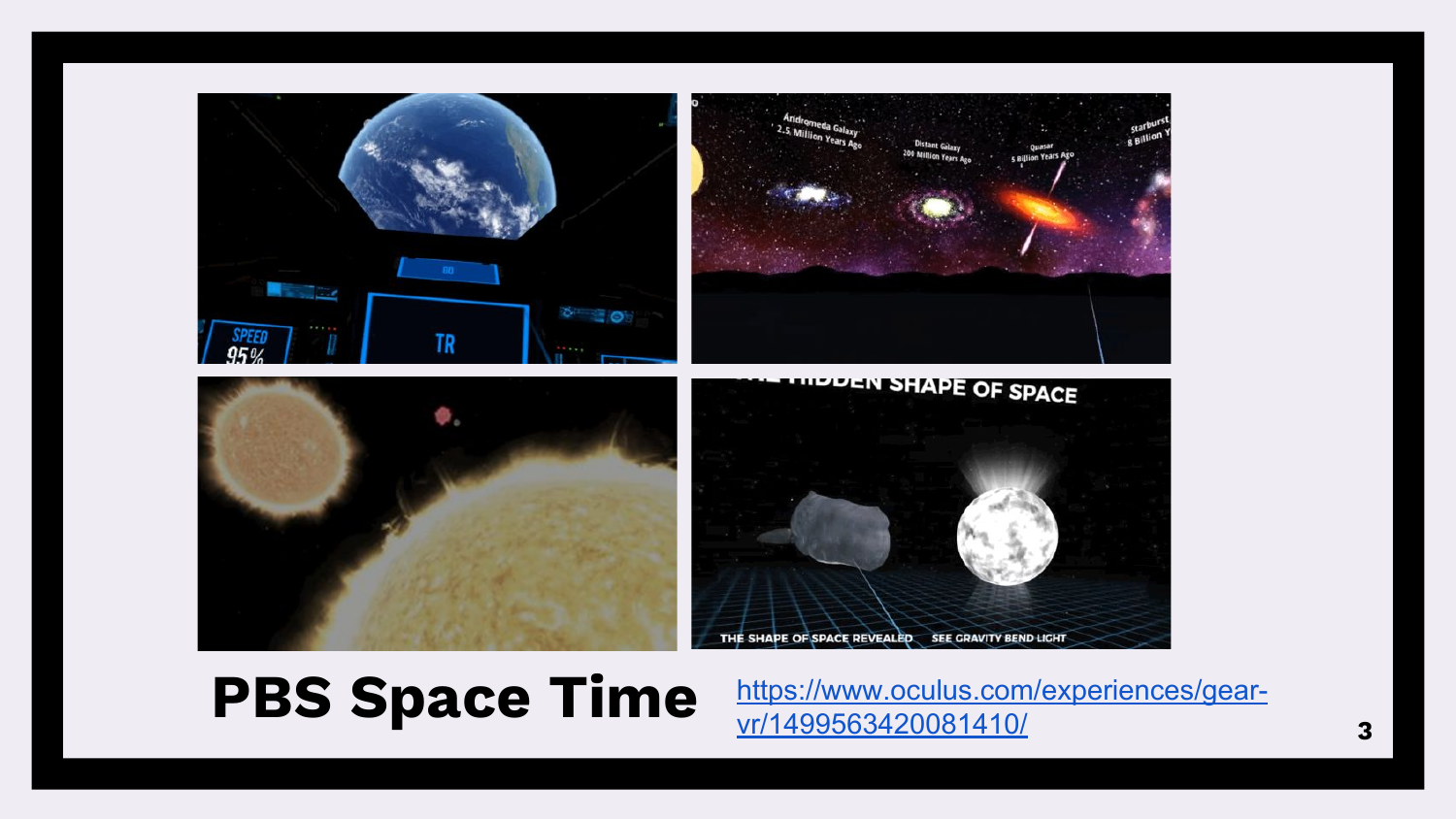# PBS Space Time

[https://www.oculus.com/experiences/gear-vr/1499563420081410/](https://www.oculus.com/experiences/gear-vr/1499563420081410/)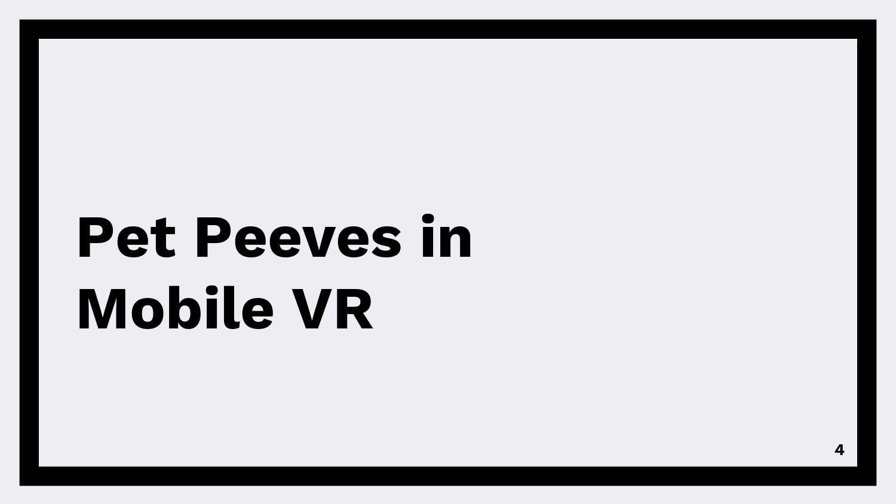# Pet Peeves in Mobile VR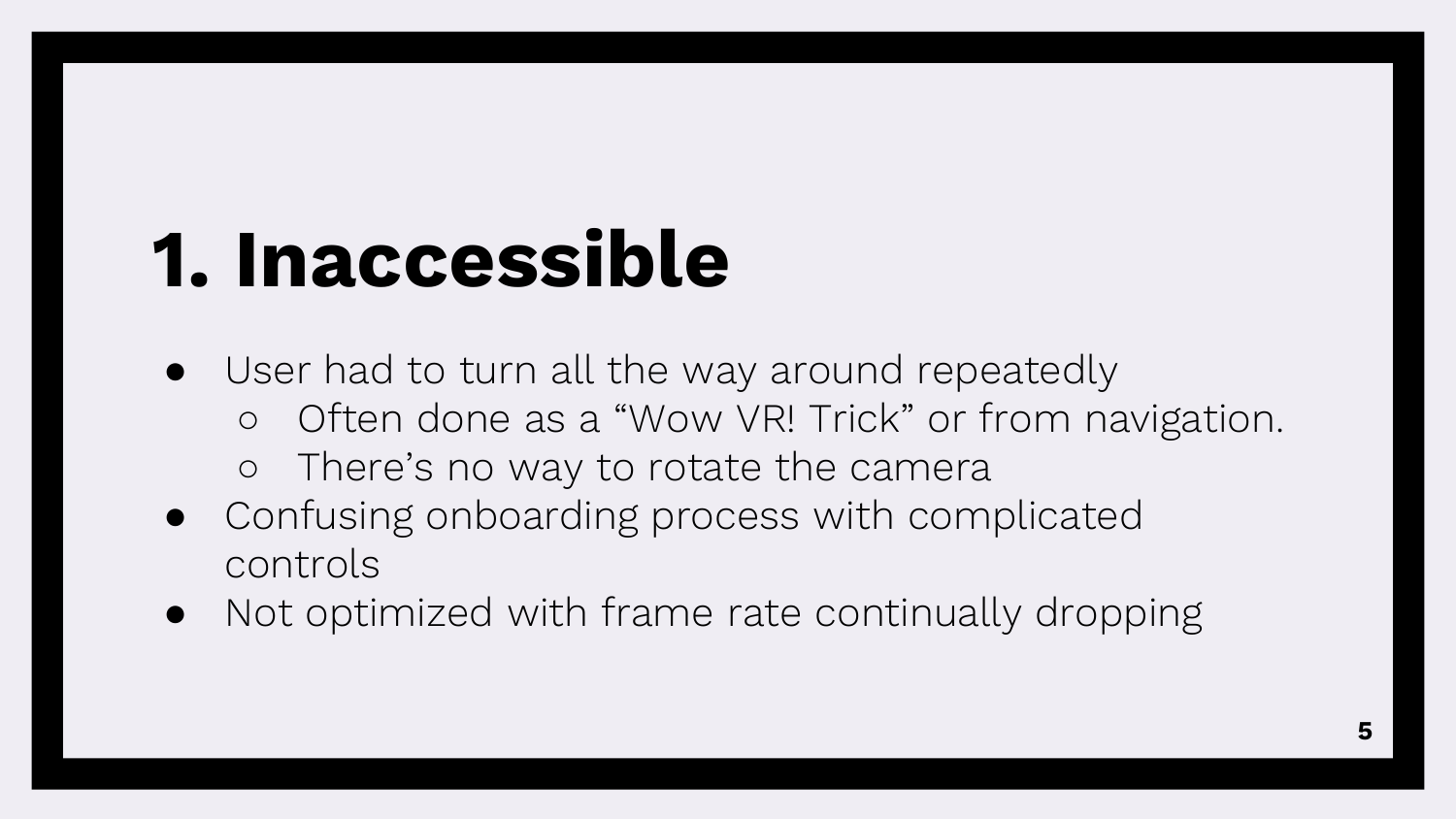# 1. Inaccessible

- User had to turn all the way around repeatedly
  - Often done as a “Wow VR! Trick” or from navigation.
  - There’s no way to rotate the camera
- Confusing onboarding process with complicated controls
- Not optimized with frame rate continually dropping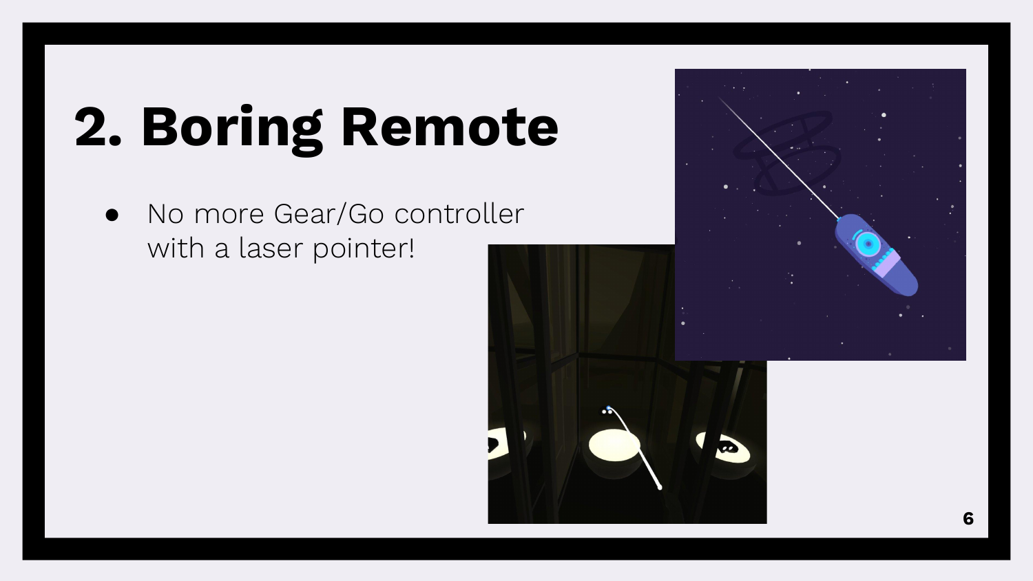# 2. Boring Remote

- No more Gear/Go controller with a laser pointer!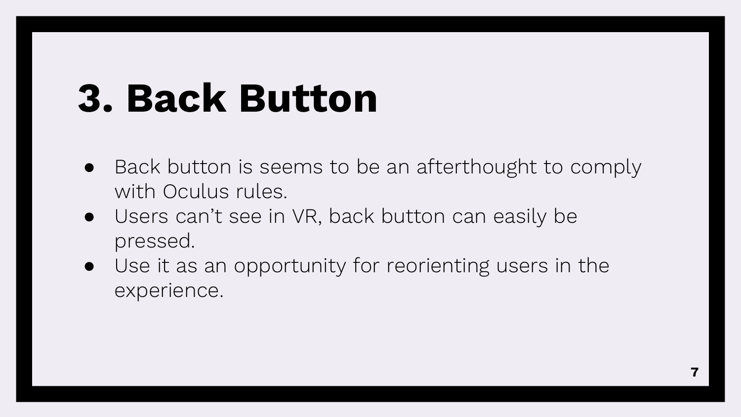# 3. Back Button

- Back button is seems to be an afterthought to comply with Oculus rules.
- Users can't see in VR, back button can easily be pressed.
- Use it as an opportunity for reorienting users in the experience.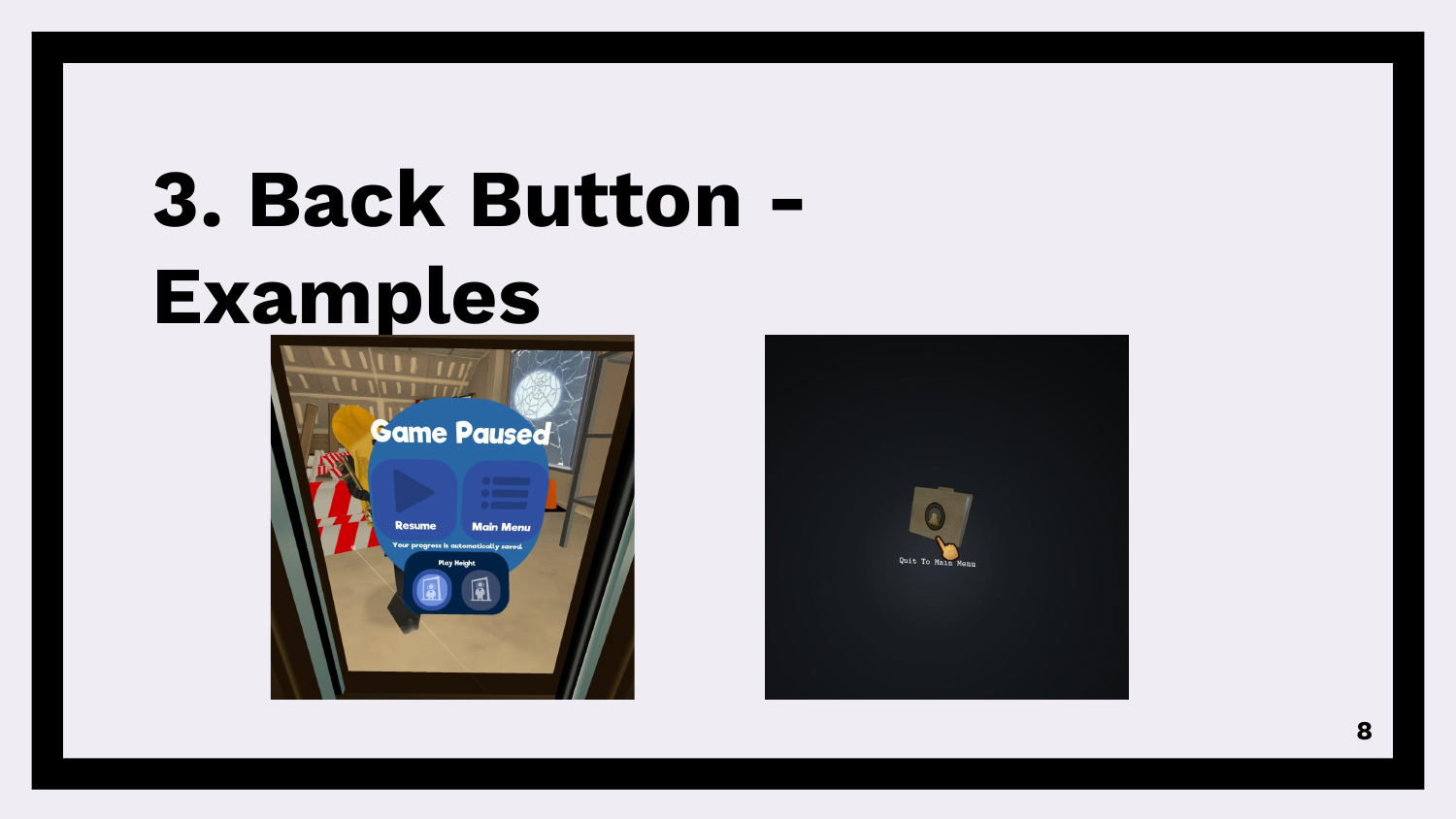# 3. Back Button - Examples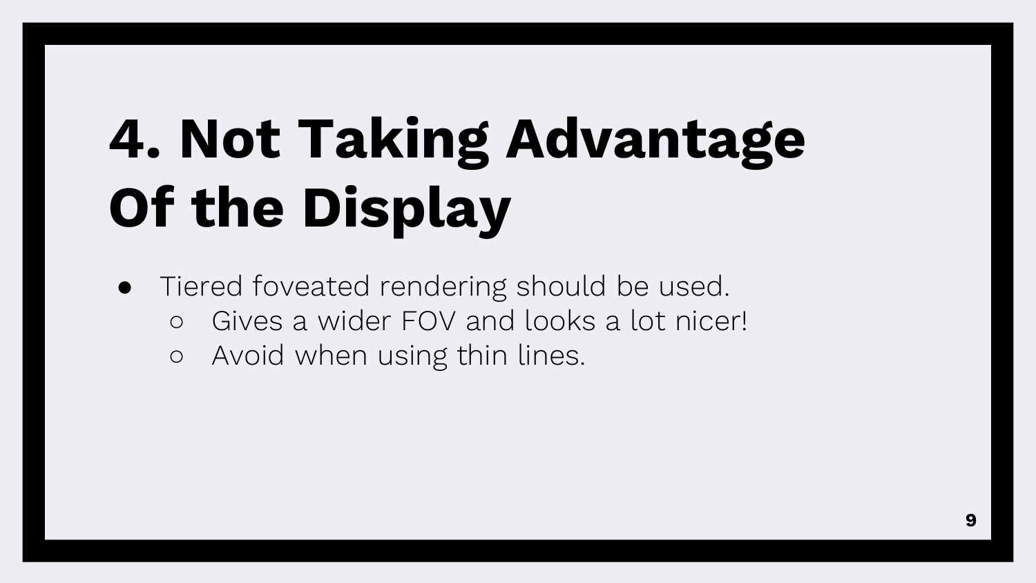# 4. Not Taking Advantage Of the Display

- Tiered foveated rendering should be used.
  - Gives a wider FOV and looks a lot nicer!
  - Avoid when using thin lines.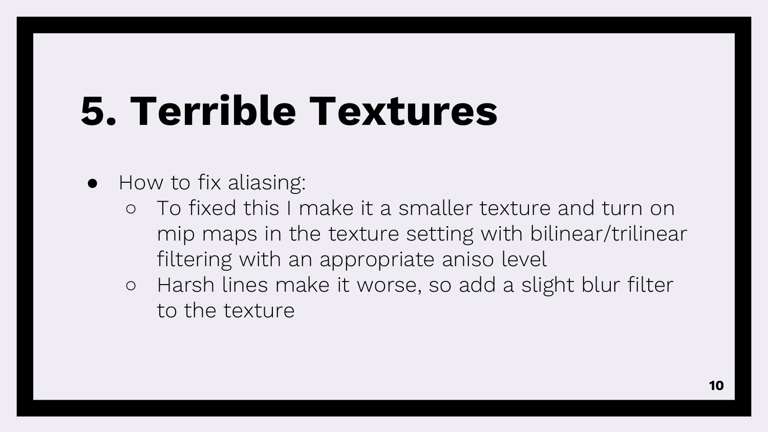# 5. Terrible Textures

- How to fix aliasing:
  - To fixed this I make it a smaller texture and turn on mip maps in the texture setting with bilinear/trilinear filtering with an appropriate aniso level
  - Harsh lines make it worse, so add a slight blur filter to the texture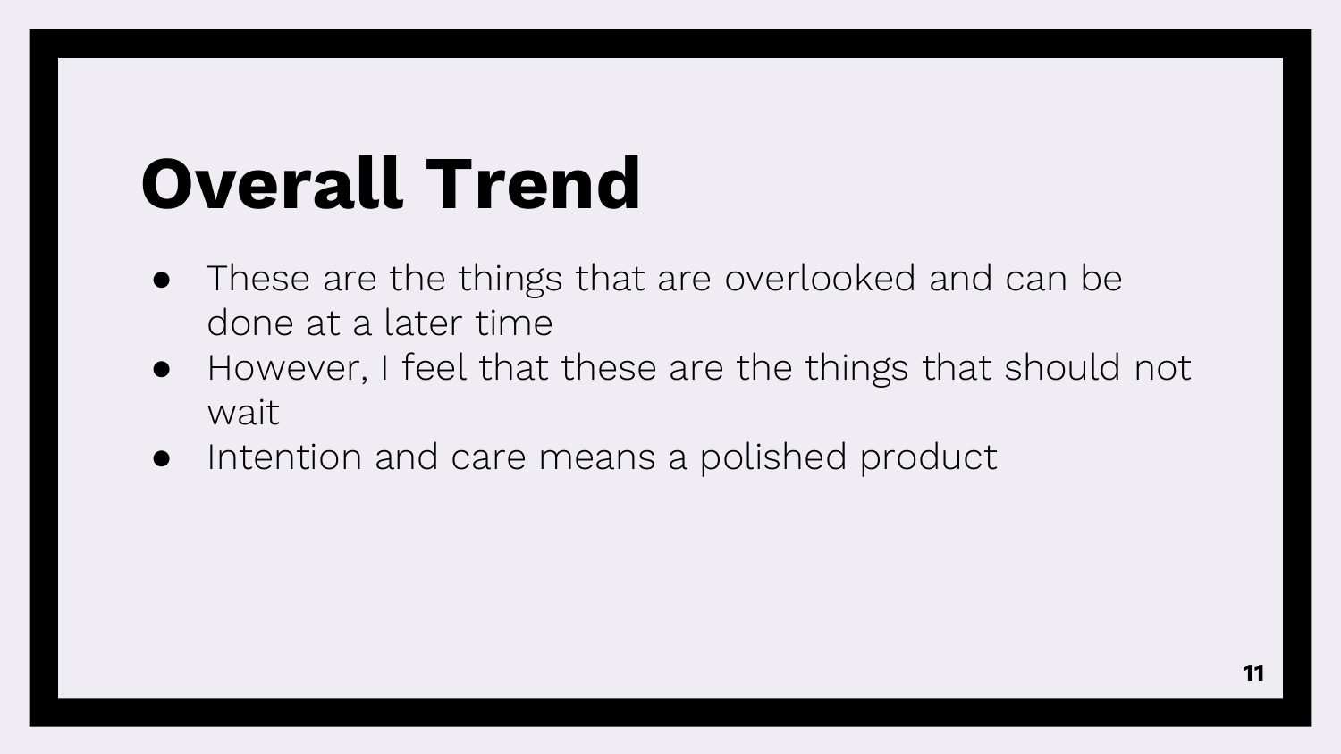# Overall Trend

- These are the things that are overlooked and can be done at a later time
- However, I feel that these are the things that should not wait
- Intention and care means a polished product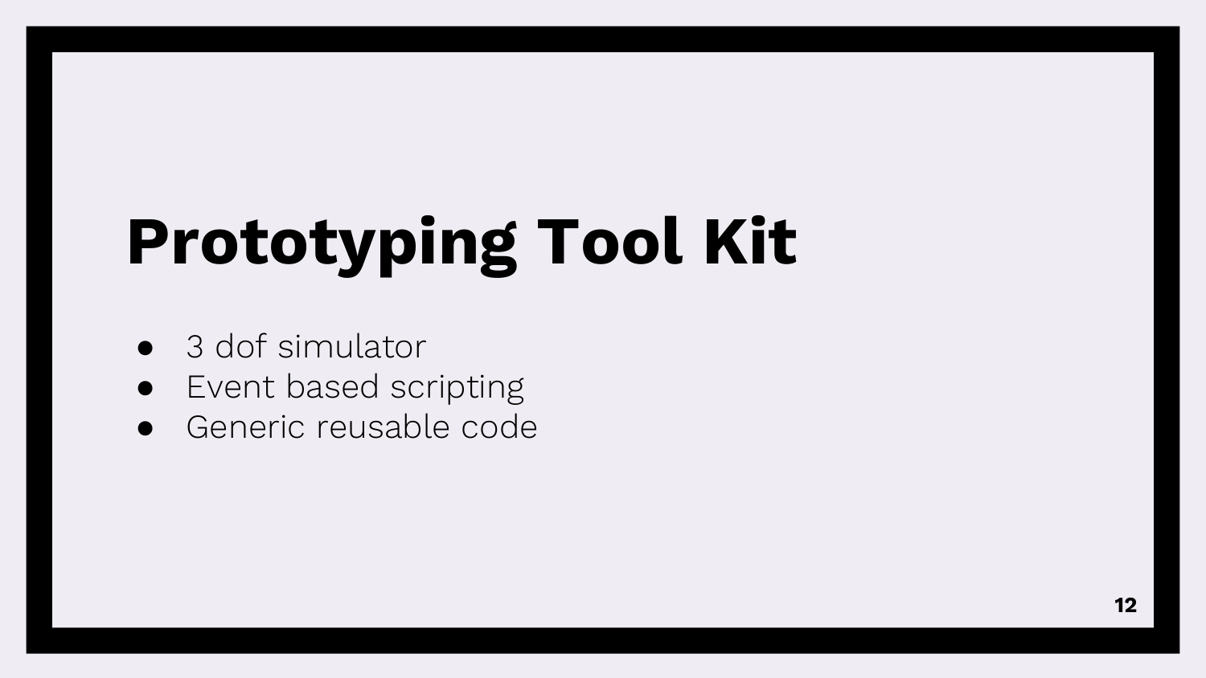# Prototyping Tool Kit

- 3 dof simulator
- Event based scripting
- Generic reusable code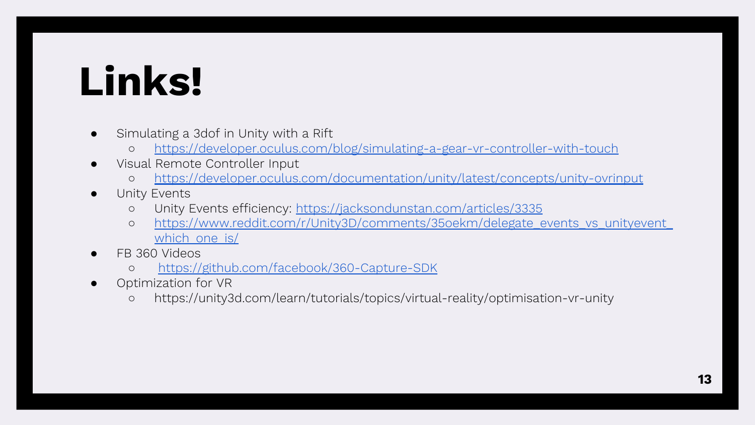# Links!

- Simulating a 3dof in Unity with a Rift
  - https://developer.oculus.com/blog/simulating-a-gear-vr-controller-with-touch
- Visual Remote Controller Input
  - https://developer.oculus.com/documentation/unity/latest/concepts/unity-ovrinput
- Unity Events
  - Unity Events efficiency: https://jacksondunstan.com/articles/3335
  - https://www.reddit.com/r/Unity3D/comments/35oekm/delegate_events_vs_unityevent_which_one_is/
- FB 360 Videos
  - https://github.com/facebook/360-Capture-SDK
- Optimization for VR
  - https://unity3d.com/learn/tutorials/topics/virtual-reality/optimisation-vr-unity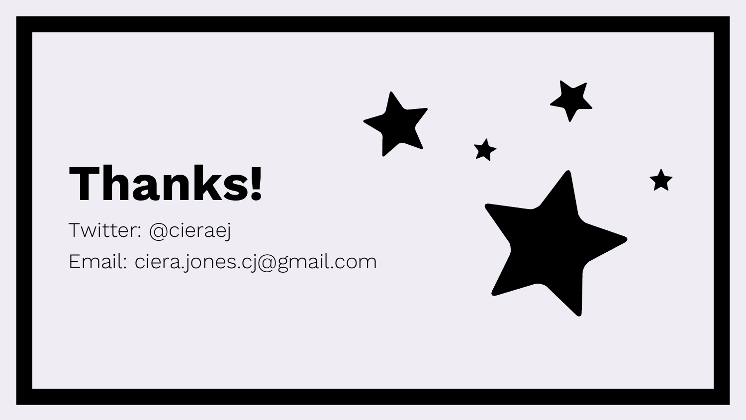# Thanks!

Twitter: @cieraej

Email: ciera.jones.cj@gmail.com